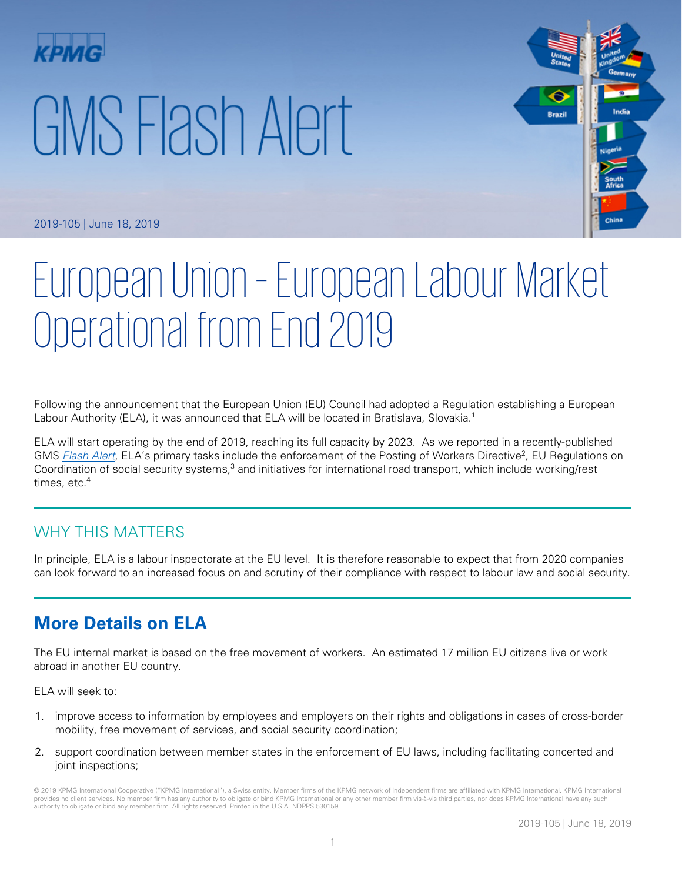KPMG

# GMS Flash Alert

2019-105 | June 18, 2019

# European Union – European Labour Market Operational from End 2019

Following the announcement that the European Union (EU) Council had adopted a Regulation establishing a European Labour Authority (ELA), it was announced that ELA will be located in Bratislava, Slovakia.[1]

ELA will start operating by the end of 2019, reaching its full capacity by 2023. As we reported in a recently-published GMS *Flash Alert*, ELA's primary tasks include the enforcement of the Posting of Workers Directive[2], EU Regulations on Coordination of social security systems,[3] and initiatives for international road transport, which include working/rest times, etc.[4]

## WHY THIS MATTERS

In principle, ELA is a labour inspectorate at the EU level. It is therefore reasonable to expect that from 2020 companies can look forward to an increased focus on and scrutiny of their compliance with respect to labour law and social security.

## More Details on ELA

The EU internal market is based on the free movement of workers. An estimated 17 million EU citizens live or work abroad in another EU country.

ELA will seek to:

1. improve access to information by employees and employers on their rights and obligations in cases of cross-border mobility, free movement of services, and social security coordination;
2. support coordination between member states in the enforcement of EU laws, including facilitating concerted and joint inspections;

© 2019 KPMG International Cooperative ("KPMG International"), a Swiss entity. Member firms of the KPMG network of independent firms are affiliated with KPMG International. KPMG International provides no client services. No member firm has any authority to obligate or bind KPMG International or any other member firm vis-à-vis third parties, nor does KPMG International have any such authority to obligate or bind any member firm. All rights reserved. Printed in the U.S.A. NDPPS 530159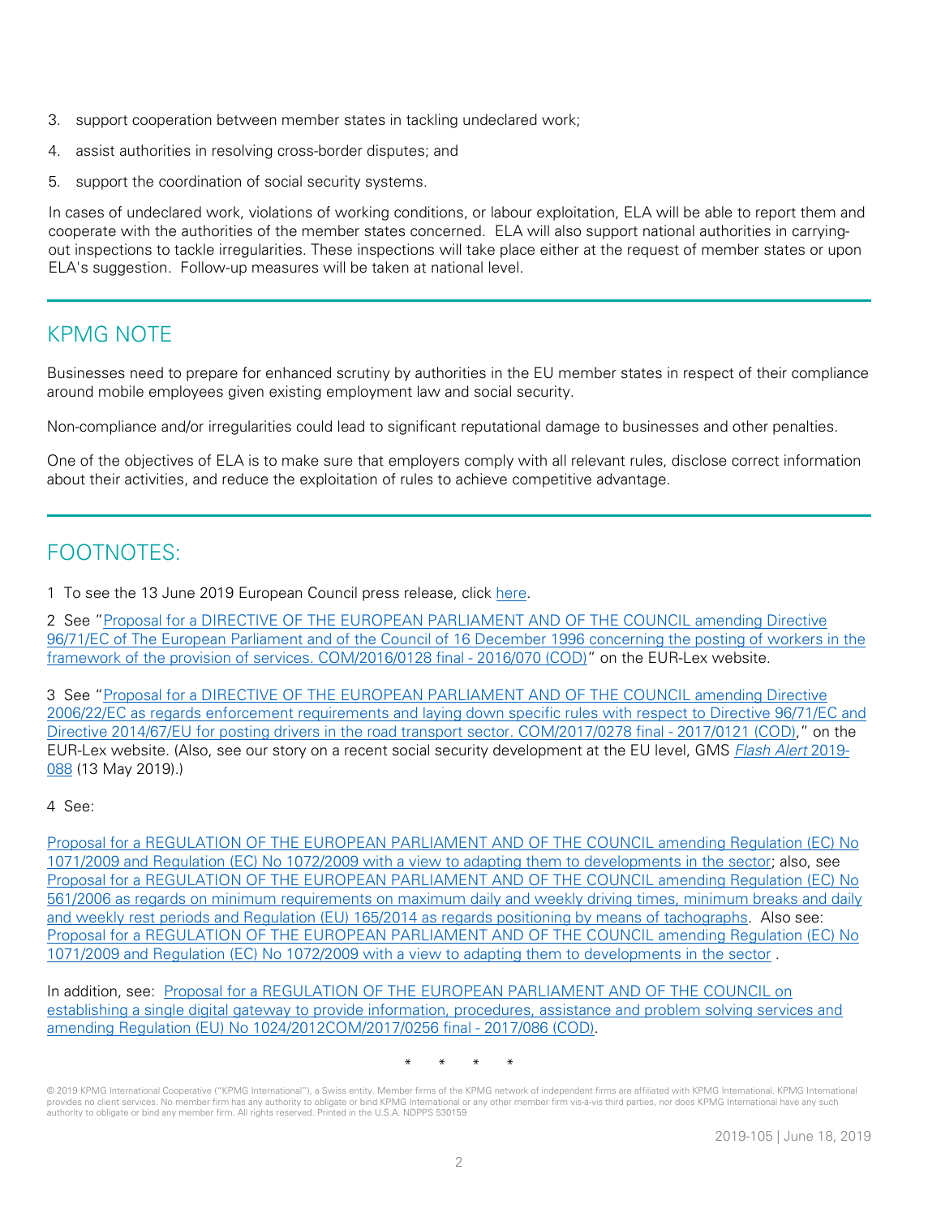3. support cooperation between member states in tackling undeclared work;
4. assist authorities in resolving cross-border disputes; and
5. support the coordination of social security systems.

In cases of undeclared work, violations of working conditions, or labour exploitation, ELA will be able to report them and cooperate with the authorities of the member states concerned. ELA will also support national authorities in carrying-out inspections to tackle irregularities. These inspections will take place either at the request of member states or upon ELA's suggestion. Follow-up measures will be taken at national level.

## KPMG NOTE

Businesses need to prepare for enhanced scrutiny by authorities in the EU member states in respect of their compliance around mobile employees given existing employment law and social security.

Non-compliance and/or irregularities could lead to significant reputational damage to businesses and other penalties.

One of the objectives of ELA is to make sure that employers comply with all relevant rules, disclose correct information about their activities, and reduce the exploitation of rules to achieve competitive advantage.

## FOOTNOTES:

1 To see the 13 June 2019 European Council press release, click here.

2 See "Proposal for a DIRECTIVE OF THE EUROPEAN PARLIAMENT AND OF THE COUNCIL amending Directive 96/71/EC of The European Parliament and of the Council of 16 December 1996 concerning the posting of workers in the framework of the provision of services. COM/2016/0128 final - 2016/070 (COD)" on the EUR-Lex website.

3 See "Proposal for a DIRECTIVE OF THE EUROPEAN PARLIAMENT AND OF THE COUNCIL amending Directive 2006/22/EC as regards enforcement requirements and laying down specific rules with respect to Directive 96/71/EC and Directive 2014/67/EU for posting drivers in the road transport sector. COM/2017/0278 final - 2017/0121 (COD)," on the EUR-Lex website. (Also, see our story on a recent social security development at the EU level, GMS *Flash Alert* 2019-088 (13 May 2019).)

4 See:

Proposal for a REGULATION OF THE EUROPEAN PARLIAMENT AND OF THE COUNCIL amending Regulation (EC) No 1071/2009 and Regulation (EC) No 1072/2009 with a view to adapting them to developments in the sector; also, see Proposal for a REGULATION OF THE EUROPEAN PARLIAMENT AND OF THE COUNCIL amending Regulation (EC) No 561/2006 as regards on minimum requirements on maximum daily and weekly driving times, minimum breaks and daily and weekly rest periods and Regulation (EU) 165/2014 as regards positioning by means of tachographs. Also see: Proposal for a REGULATION OF THE EUROPEAN PARLIAMENT AND OF THE COUNCIL amending Regulation (EC) No 1071/2009 and Regulation (EC) No 1072/2009 with a view to adapting them to developments in the sector .

In addition, see: Proposal for a REGULATION OF THE EUROPEAN PARLIAMENT AND OF THE COUNCIL on establishing a single digital gateway to provide information, procedures, assistance and problem solving services and amending Regulation (EU) No 1024/2012COM/2017/0256 final - 2017/086 (COD).

\* \* \* \*

© 2019 KPMG International Cooperative ("KPMG International"), a Swiss entity. Member firms of the KPMG network of independent firms are affiliated with KPMG International. KPMG International provides no client services. No member firm has any authority to obligate or bind KPMG International or any other member firm vis-à-vis third parties, nor does KPMG International have any such authority to obligate or bind any member firm. All rights reserved. Printed in the U.S.A. NDPPS 530159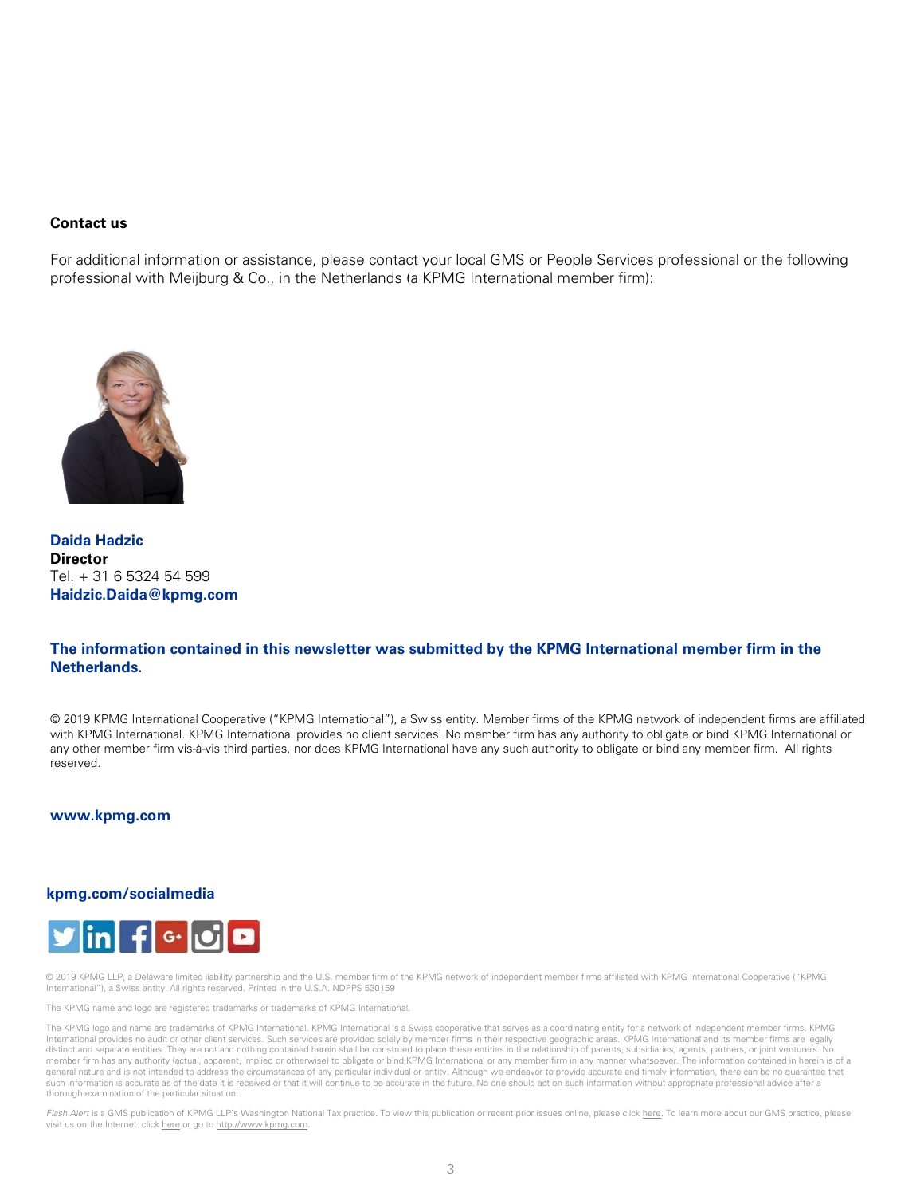**Contact us**

For additional information or assistance, please contact your local GMS or People Services professional or the following professional with Meijburg & Co., in the Netherlands (a KPMG International member firm):

**Daida Hadzic**
**Director**
Tel. + 31 6 5324 54 599
**Haidzic.Daida@kpmg.com**

**The information contained in this newsletter was submitted by the KPMG International member firm in the Netherlands.**

© 2019 KPMG International Cooperative ("KPMG International"), a Swiss entity. Member firms of the KPMG network of independent firms are affiliated with KPMG International. KPMG International provides no client services. No member firm has any authority to obligate or bind KPMG International or any other member firm vis-à-vis third parties, nor does KPMG International have any such authority to obligate or bind any member firm. All rights reserved.

**www.kpmg.com**

**kpmg.com/socialmedia**

© 2019 KPMG LLP, a Delaware limited liability partnership and the U.S. member firm of the KPMG network of independent member firms affiliated with KPMG International Cooperative ("KPMG International"), a Swiss entity. All rights reserved. Printed in the U.S.A. NDPPS 530159

The KPMG name and logo are registered trademarks or trademarks of KPMG International.

The KPMG logo and name are trademarks of KPMG International. KPMG International is a Swiss cooperative that serves as a coordinating entity for a network of independent member firms. KPMG International provides no audit or other client services. Such services are provided solely by member firms in their respective geographic areas. KPMG International and its member firms are legally distinct and separate entities. They are not and nothing contained herein shall be construed to place these entities in the relationship of parents, subsidiaries, agents, partners, or joint venturers. No member firm has any authority (actual, apparent, implied or otherwise) to obligate or bind KPMG International or any member firm in any manner whatsoever. The information contained in herein is of a general nature and is not intended to address the circumstances of any particular individual or entity. Although we endeavor to provide accurate and timely information, there can be no guarantee that such information is accurate as of the date it is received or that it will continue to be accurate in the future. No one should act on such information without appropriate professional advice after a thorough examination of the particular situation.

*Flash Alert* is a GMS publication of KPMG LLP's Washington National Tax practice. To view this publication or recent prior issues online, please click here. To learn more about our GMS practice, please visit us on the Internet: click here or go to http://www.kpmg.com.